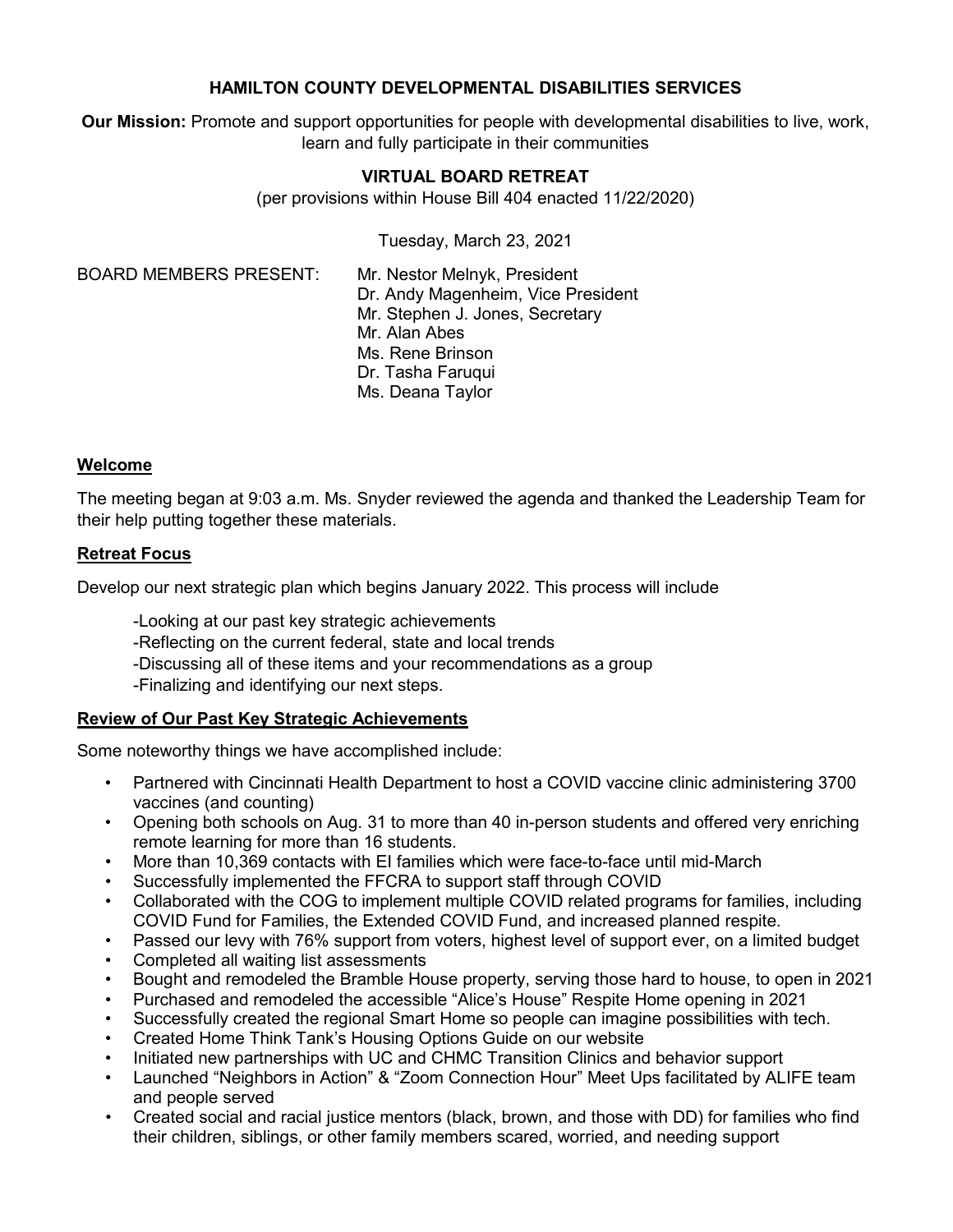# HAMILTON COUNTY DEVELOPMENTAL DISABILITIES SERVICES

**Our Mission:** Promote and support opportunities for people with developmental disabilities to live, work, learn and fully participate in their communities

## VIRTUAL BOARD RETREAT

(per provisions within House Bill 404 enacted 11/22/2020)

Tuesday, March 23, 2021

BOARD MEMBERS PRESENT:

- Mr. Nestor Melnyk, President
- Dr. Andy Magenheim, Vice President
- Mr. Stephen J. Jones, Secretary
- Mr. Alan Abes
- Ms. Rene Brinson
- Dr. Tasha Faruqui
- Ms. Deana Taylor

### Welcome

The meeting began at 9:03 a.m. Ms. Snyder reviewed the agenda and thanked the Leadership Team for their help putting together these materials.

### Retreat Focus

Develop our next strategic plan which begins January 2022. This process will include

-Looking at our past key strategic achievements
-Reflecting on the current federal, state and local trends
-Discussing all of these items and your recommendations as a group
-Finalizing and identifying our next steps.

### Review of Our Past Key Strategic Achievements

Some noteworthy things we have accomplished include:

- Partnered with Cincinnati Health Department to host a COVID vaccine clinic administering 3700 vaccines (and counting)
- Opening both schools on Aug. 31 to more than 40 in-person students and offered very enriching remote learning for more than 16 students.
- More than 10,369 contacts with EI families which were face-to-face until mid-March
- Successfully implemented the FFCRA to support staff through COVID
- Collaborated with the COG to implement multiple COVID related programs for families, including COVID Fund for Families, the Extended COVID Fund, and increased planned respite.
- Passed our levy with 76% support from voters, highest level of support ever, on a limited budget
- Completed all waiting list assessments
- Bought and remodeled the Bramble House property, serving those hard to house, to open in 2021
- Purchased and remodeled the accessible "Alice's House" Respite Home opening in 2021
- Successfully created the regional Smart Home so people can imagine possibilities with tech.
- Created Home Think Tank's Housing Options Guide on our website
- Initiated new partnerships with UC and CHMC Transition Clinics and behavior support
- Launched "Neighbors in Action" & "Zoom Connection Hour" Meet Ups facilitated by ALIFE team and people served
- Created social and racial justice mentors (black, brown, and those with DD) for families who find their children, siblings, or other family members scared, worried, and needing support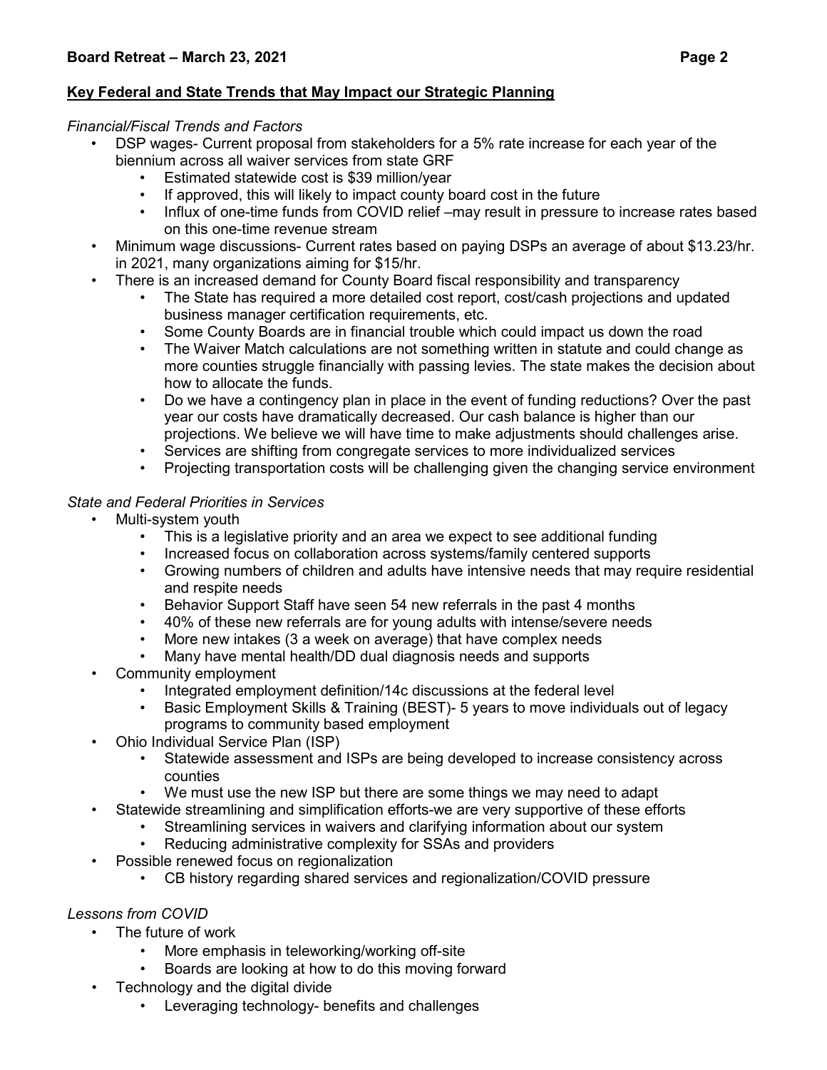## Key Federal and State Trends that May Impact our Strategic Planning

*Financial/Fiscal Trends and Factors*

- DSP wages- Current proposal from stakeholders for a 5% rate increase for each year of the biennium across all waiver services from state GRF
  - Estimated statewide cost is $39 million/year
  - If approved, this will likely to impact county board cost in the future
  - Influx of one-time funds from COVID relief –may result in pressure to increase rates based on this one-time revenue stream
- Minimum wage discussions- Current rates based on paying DSPs an average of about $13.23/hr. in 2021, many organizations aiming for $15/hr.
- There is an increased demand for County Board fiscal responsibility and transparency
  - The State has required a more detailed cost report, cost/cash projections and updated business manager certification requirements, etc.
  - Some County Boards are in financial trouble which could impact us down the road
  - The Waiver Match calculations are not something written in statute and could change as more counties struggle financially with passing levies. The state makes the decision about how to allocate the funds.
  - Do we have a contingency plan in place in the event of funding reductions? Over the past year our costs have dramatically decreased. Our cash balance is higher than our projections. We believe we will have time to make adjustments should challenges arise.
  - Services are shifting from congregate services to more individualized services
  - Projecting transportation costs will be challenging given the changing service environment

*State and Federal Priorities in Services*

- Multi-system youth
  - This is a legislative priority and an area we expect to see additional funding
  - Increased focus on collaboration across systems/family centered supports
  - Growing numbers of children and adults have intensive needs that may require residential and respite needs
  - Behavior Support Staff have seen 54 new referrals in the past 4 months
  - 40% of these new referrals are for young adults with intense/severe needs
  - More new intakes (3 a week on average) that have complex needs
  - Many have mental health/DD dual diagnosis needs and supports
- Community employment
  - Integrated employment definition/14c discussions at the federal level
  - Basic Employment Skills & Training (BEST)- 5 years to move individuals out of legacy programs to community based employment
- Ohio Individual Service Plan (ISP)
  - Statewide assessment and ISPs are being developed to increase consistency across counties
  - We must use the new ISP but there are some things we may need to adapt
- Statewide streamlining and simplification efforts-we are very supportive of these efforts
  - Streamlining services in waivers and clarifying information about our system
  - Reducing administrative complexity for SSAs and providers
- Possible renewed focus on regionalization
  - CB history regarding shared services and regionalization/COVID pressure

*Lessons from COVID*

- The future of work
  - More emphasis in teleworking/working off-site
  - Boards are looking at how to do this moving forward
- Technology and the digital divide
  - Leveraging technology- benefits and challenges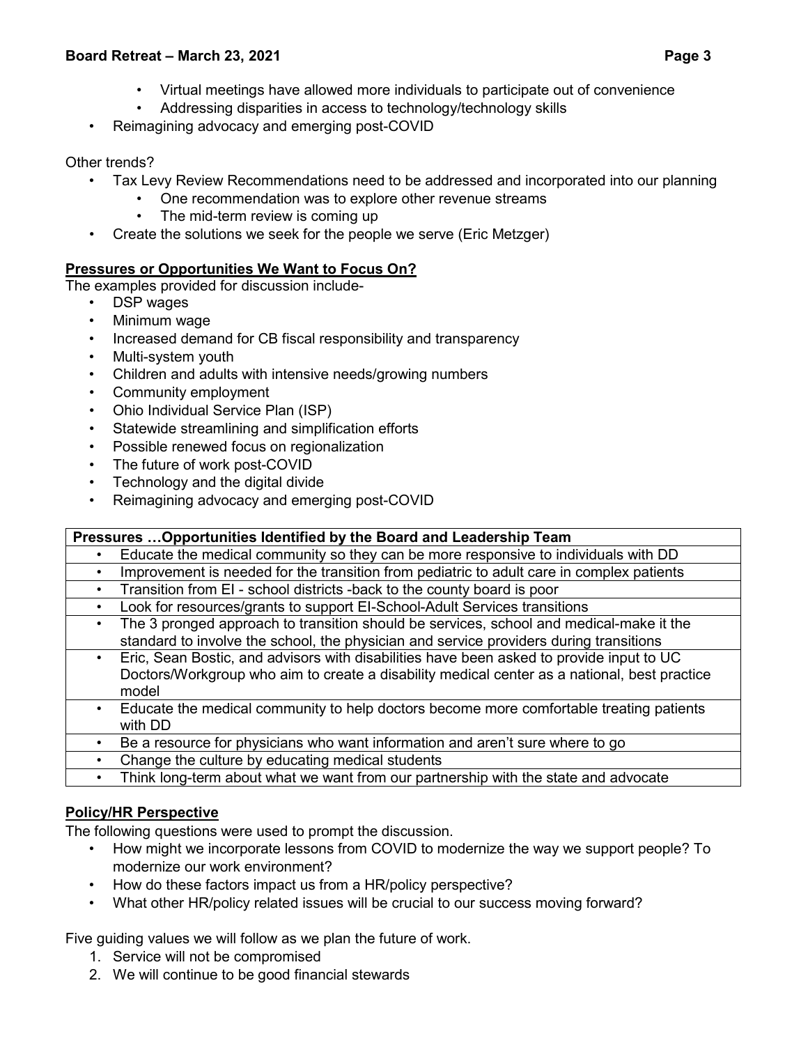- Virtual meetings have allowed more individuals to participate out of convenience
- Addressing disparities in access to technology/technology skills
- Reimagining advocacy and emerging post-COVID

Other trends?

- Tax Levy Review Recommendations need to be addressed and incorporated into our planning
  - One recommendation was to explore other revenue streams
  - The mid-term review is coming up
- Create the solutions we seek for the people we serve (Eric Metzger)

**Pressures or Opportunities We Want to Focus On?**

The examples provided for discussion include-

- DSP wages
- Minimum wage
- Increased demand for CB fiscal responsibility and transparency
- Multi-system youth
- Children and adults with intensive needs/growing numbers
- Community employment
- Ohio Individual Service Plan (ISP)
- Statewide streamlining and simplification efforts
- Possible renewed focus on regionalization
- The future of work post-COVID
- Technology and the digital divide
- Reimagining advocacy and emerging post-COVID

| Pressures …Opportunities Identified by the Board and Leadership Team |
|---|
| • Educate the medical community so they can be more responsive to individuals with DD |
| • Improvement is needed for the transition from pediatric to adult care in complex patients |
| • Transition from EI - school districts -back to the county board is poor |
| • Look for resources/grants to support EI-School-Adult Services transitions |
| • The 3 pronged approach to transition should be services, school and medical-make it the standard to involve the school, the physician and service providers during transitions |
| • Eric, Sean Bostic, and advisors with disabilities have been asked to provide input to UC Doctors/Workgroup who aim to create a disability medical center as a national, best practice model |
| • Educate the medical community to help doctors become more comfortable treating patients with DD |
| • Be a resource for physicians who want information and aren't sure where to go |
| • Change the culture by educating medical students |
| • Think long-term about what we want from our partnership with the state and advocate |

**Policy/HR Perspective**

The following questions were used to prompt the discussion.

- How might we incorporate lessons from COVID to modernize the way we support people? To modernize our work environment?
- How do these factors impact us from a HR/policy perspective?
- What other HR/policy related issues will be crucial to our success moving forward?

Five guiding values we will follow as we plan the future of work.

1. Service will not be compromised
2. We will continue to be good financial stewards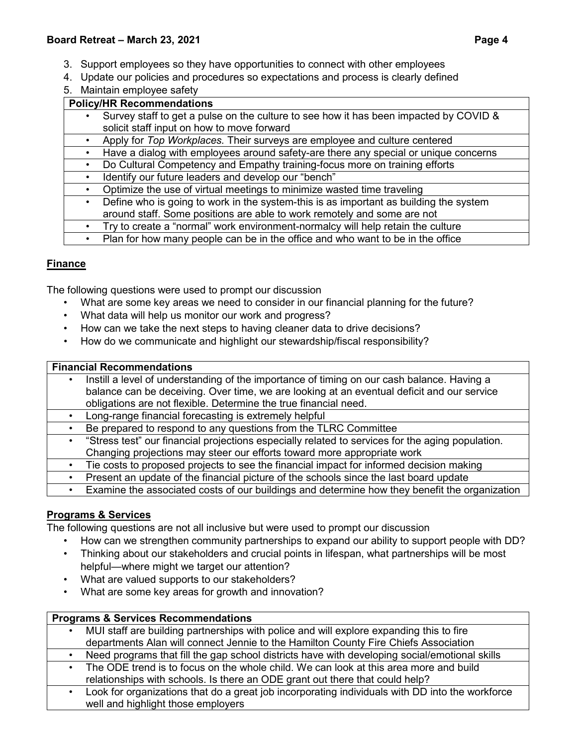3. Support employees so they have opportunities to connect with other employees
4. Update our policies and procedures so expectations and process is clearly defined
5. Maintain employee safety

| Policy/HR Recommendations |
|---|
| • Survey staff to get a pulse on the culture to see how it has been impacted by COVID & solicit staff input on how to move forward |
| • Apply for *Top Workplaces.* Their surveys are employee and culture centered |
| • Have a dialog with employees around safety-are there any special or unique concerns |
| • Do Cultural Competency and Empathy training-focus more on training efforts |
| • Identify our future leaders and develop our "bench" |
| • Optimize the use of virtual meetings to minimize wasted time traveling |
| • Define who is going to work in the system-this is as important as building the system around staff. Some positions are able to work remotely and some are not |
| • Try to create a "normal" work environment-normalcy will help retain the culture |
| • Plan for how many people can be in the office and who want to be in the office |

## Finance

The following questions were used to prompt our discussion

- What are some key areas we need to consider in our financial planning for the future?
- What data will help us monitor our work and progress?
- How can we take the next steps to having cleaner data to drive decisions?
- How do we communicate and highlight our stewardship/fiscal responsibility?

| Financial Recommendations |
|---|
| • Instill a level of understanding of the importance of timing on our cash balance. Having a balance can be deceiving. Over time, we are looking at an eventual deficit and our service obligations are not flexible. Determine the true financial need. |
| • Long-range financial forecasting is extremely helpful |
| • Be prepared to respond to any questions from the TLRC Committee |
| • "Stress test" our financial projections especially related to services for the aging population. Changing projections may steer our efforts toward more appropriate work |
| • Tie costs to proposed projects to see the financial impact for informed decision making |
| • Present an update of the financial picture of the schools since the last board update |
| • Examine the associated costs of our buildings and determine how they benefit the organization |

## Programs & Services

The following questions are not all inclusive but were used to prompt our discussion

- How can we strengthen community partnerships to expand our ability to support people with DD?
- Thinking about our stakeholders and crucial points in lifespan, what partnerships will be most helpful—where might we target our attention?
- What are valued supports to our stakeholders?
- What are some key areas for growth and innovation?

| Programs & Services Recommendations |
|---|
| • MUI staff are building partnerships with police and will explore expanding this to fire departments Alan will connect Jennie to the Hamilton County Fire Chiefs Association |
| • Need programs that fill the gap school districts have with developing social/emotional skills |
| • The ODE trend is to focus on the whole child. We can look at this area more and build relationships with schools. Is there an ODE grant out there that could help? |
| • Look for organizations that do a great job incorporating individuals with DD into the workforce well and highlight those employers |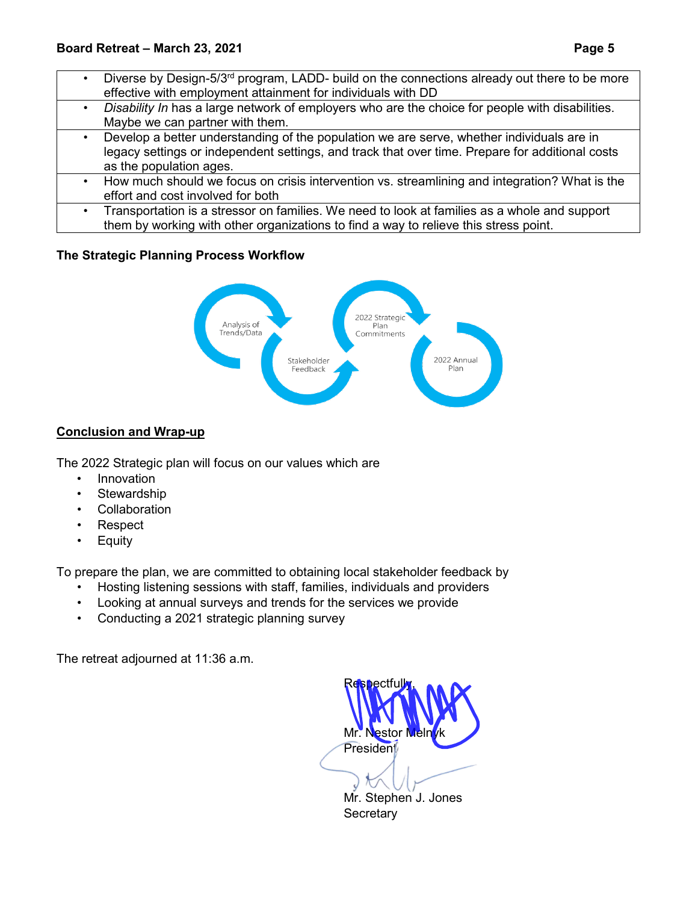| |
|---|
| • Diverse by Design-5/3rd program, LADD- build on the connections already out there to be more effective with employment attainment for individuals with DD |
| • *Disability In* has a large network of employers who are the choice for people with disabilities. Maybe we can partner with them. |
| • Develop a better understanding of the population we are serve, whether individuals are in legacy settings or independent settings, and track that over time. Prepare for additional costs as the population ages. |
| • How much should we focus on crisis intervention vs. streamlining and integration? What is the effort and cost involved for both |
| • Transportation is a stressor on families. We need to look at families as a whole and support them by working with other organizations to find a way to relieve this stress point. |

**The Strategic Planning Process Workflow**

Analysis of Trends/Data

Stakeholder Feedback

2022 Strategic Plan Commitments

2022 Annual Plan

## Conclusion and Wrap-up

The 2022 Strategic plan will focus on our values which are

- Innovation
- Stewardship
- Collaboration
- Respect
- Equity

To prepare the plan, we are committed to obtaining local stakeholder feedback by

- Hosting listening sessions with staff, families, individuals and providers
- Looking at annual surveys and trends for the services we provide
- Conducting a 2021 strategic planning survey

The retreat adjourned at 11:36 a.m.

Respectfully,

Mr. Nestor Melnyk
President

Mr. Stephen J. Jones
Secretary